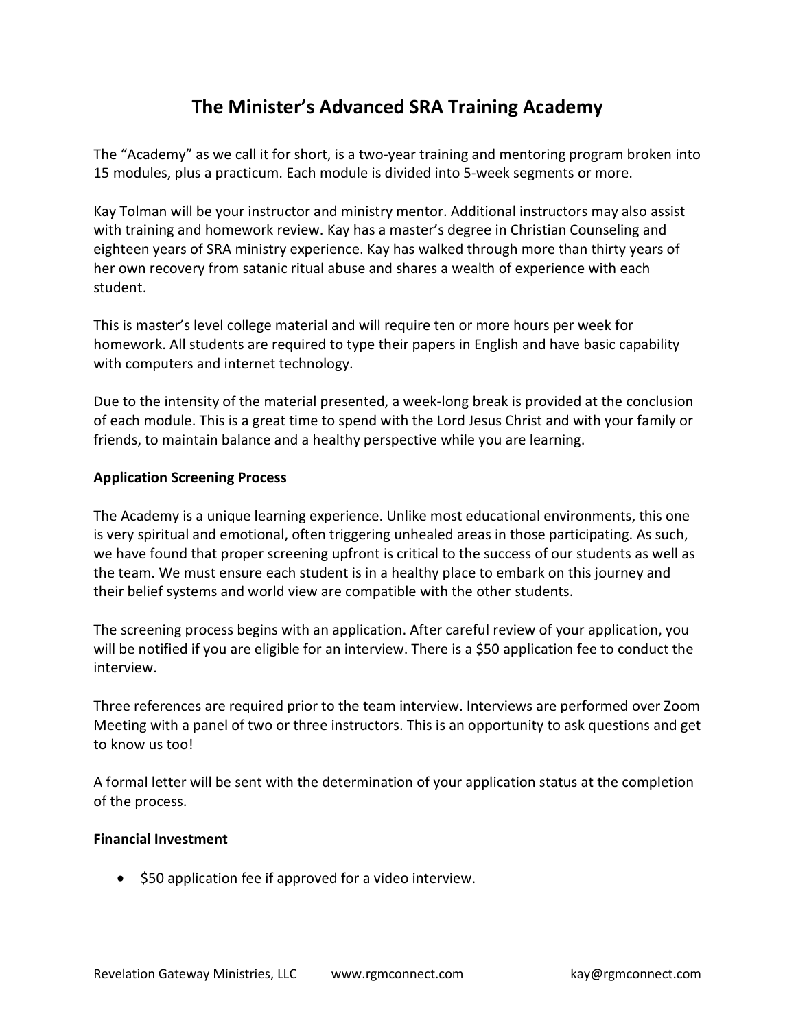# The Minister's Advanced SRA Training Academy

The "Academy" as we call it for short, is a two-year training and mentoring program broken into 15 modules, plus a practicum. Each module is divided into 5-week segments or more.

Kay Tolman will be your instructor and ministry mentor. Additional instructors may also assist with training and homework review. Kay has a master's degree in Christian Counseling and eighteen years of SRA ministry experience. Kay has walked through more than thirty years of her own recovery from satanic ritual abuse and shares a wealth of experience with each student.

This is master's level college material and will require ten or more hours per week for homework. All students are required to type their papers in English and have basic capability with computers and internet technology.

Due to the intensity of the material presented, a week-long break is provided at the conclusion of each module. This is a great time to spend with the Lord Jesus Christ and with your family or friends, to maintain balance and a healthy perspective while you are learning.

**Application Screening Process**

The Academy is a unique learning experience. Unlike most educational environments, this one is very spiritual and emotional, often triggering unhealed areas in those participating. As such, we have found that proper screening upfront is critical to the success of our students as well as the team. We must ensure each student is in a healthy place to embark on this journey and their belief systems and world view are compatible with the other students.

The screening process begins with an application. After careful review of your application, you will be notified if you are eligible for an interview. There is a $50 application fee to conduct the interview.

Three references are required prior to the team interview. Interviews are performed over Zoom Meeting with a panel of two or three instructors. This is an opportunity to ask questions and get to know us too!

A formal letter will be sent with the determination of your application status at the completion of the process.

**Financial Investment**

- $50 application fee if approved for a video interview.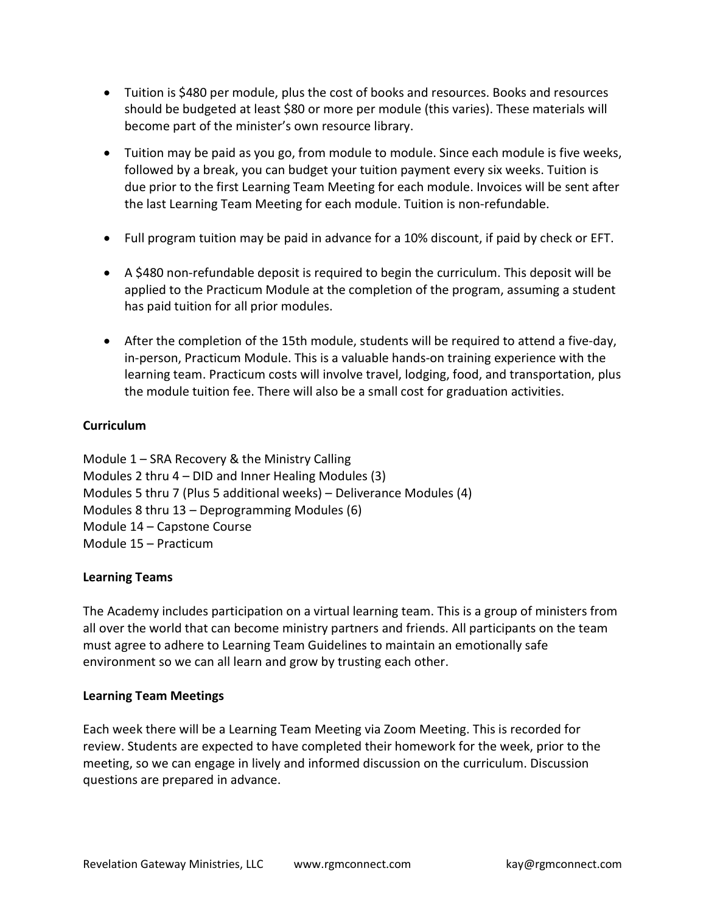- Tuition is $480 per module, plus the cost of books and resources. Books and resources should be budgeted at least $80 or more per module (this varies). These materials will become part of the minister's own resource library.
- Tuition may be paid as you go, from module to module. Since each module is five weeks, followed by a break, you can budget your tuition payment every six weeks. Tuition is due prior to the first Learning Team Meeting for each module. Invoices will be sent after the last Learning Team Meeting for each module. Tuition is non-refundable.
- Full program tuition may be paid in advance for a 10% discount, if paid by check or EFT.
- A $480 non-refundable deposit is required to begin the curriculum. This deposit will be applied to the Practicum Module at the completion of the program, assuming a student has paid tuition for all prior modules.
- After the completion of the 15th module, students will be required to attend a five-day, in-person, Practicum Module. This is a valuable hands-on training experience with the learning team. Practicum costs will involve travel, lodging, food, and transportation, plus the module tuition fee. There will also be a small cost for graduation activities.

**Curriculum**

Module 1 – SRA Recovery & the Ministry Calling
Modules 2 thru 4 – DID and Inner Healing Modules (3)
Modules 5 thru 7 (Plus 5 additional weeks) – Deliverance Modules (4)
Modules 8 thru 13 – Deprogramming Modules (6)
Module 14 – Capstone Course
Module 15 – Practicum

**Learning Teams**

The Academy includes participation on a virtual learning team. This is a group of ministers from all over the world that can become ministry partners and friends. All participants on the team must agree to adhere to Learning Team Guidelines to maintain an emotionally safe environment so we can all learn and grow by trusting each other.

**Learning Team Meetings**

Each week there will be a Learning Team Meeting via Zoom Meeting. This is recorded for review. Students are expected to have completed their homework for the week, prior to the meeting, so we can engage in lively and informed discussion on the curriculum. Discussion questions are prepared in advance.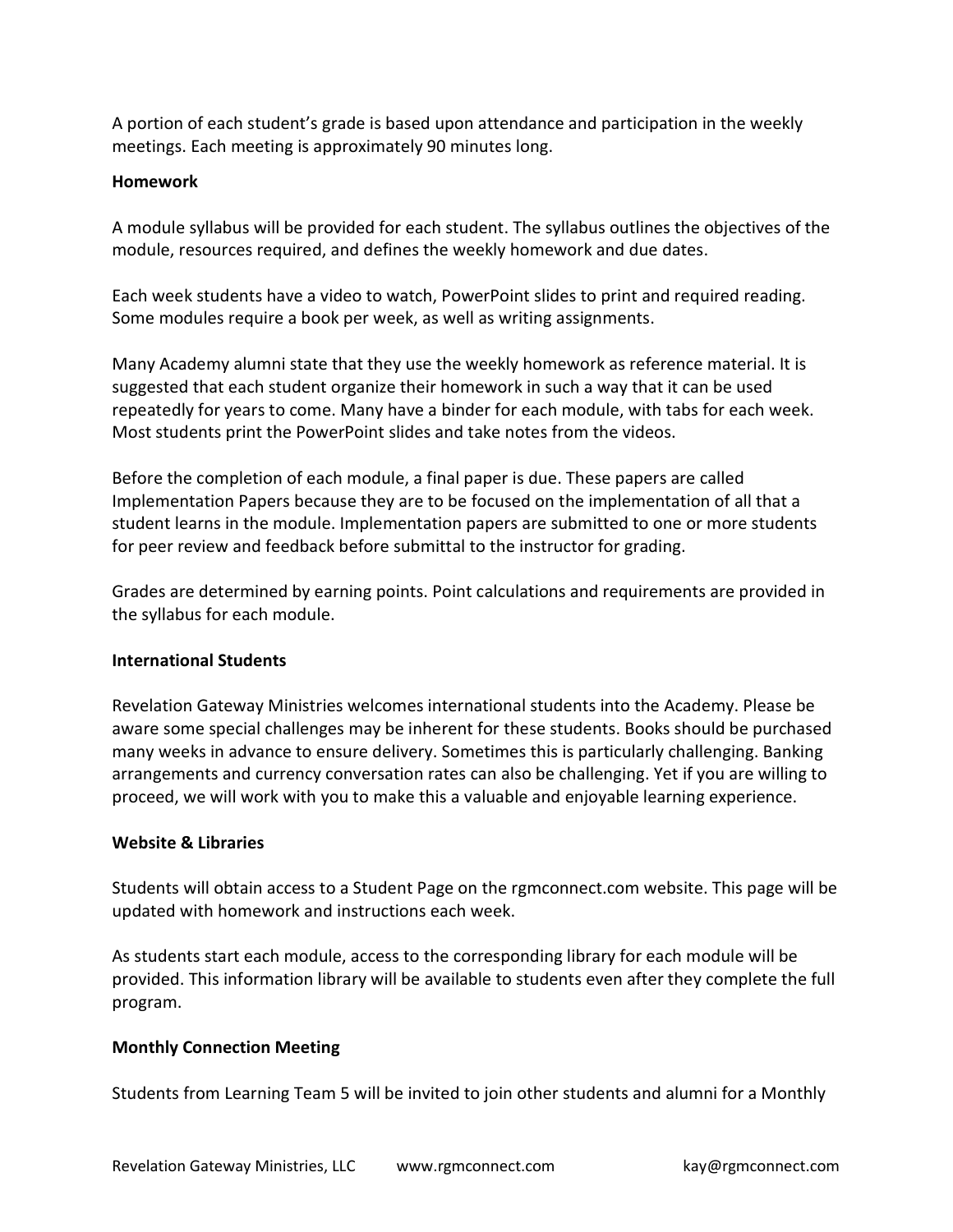A portion of each student's grade is based upon attendance and participation in the weekly meetings. Each meeting is approximately 90 minutes long.

**Homework**

A module syllabus will be provided for each student. The syllabus outlines the objectives of the module, resources required, and defines the weekly homework and due dates.

Each week students have a video to watch, PowerPoint slides to print and required reading. Some modules require a book per week, as well as writing assignments.

Many Academy alumni state that they use the weekly homework as reference material. It is suggested that each student organize their homework in such a way that it can be used repeatedly for years to come. Many have a binder for each module, with tabs for each week. Most students print the PowerPoint slides and take notes from the videos.

Before the completion of each module, a final paper is due. These papers are called Implementation Papers because they are to be focused on the implementation of all that a student learns in the module. Implementation papers are submitted to one or more students for peer review and feedback before submittal to the instructor for grading.

Grades are determined by earning points. Point calculations and requirements are provided in the syllabus for each module.

**International Students**

Revelation Gateway Ministries welcomes international students into the Academy. Please be aware some special challenges may be inherent for these students. Books should be purchased many weeks in advance to ensure delivery. Sometimes this is particularly challenging. Banking arrangements and currency conversation rates can also be challenging. Yet if you are willing to proceed, we will work with you to make this a valuable and enjoyable learning experience.

**Website & Libraries**

Students will obtain access to a Student Page on the rgmconnect.com website. This page will be updated with homework and instructions each week.

As students start each module, access to the corresponding library for each module will be provided. This information library will be available to students even after they complete the full program.

**Monthly Connection Meeting**

Students from Learning Team 5 will be invited to join other students and alumni for a Monthly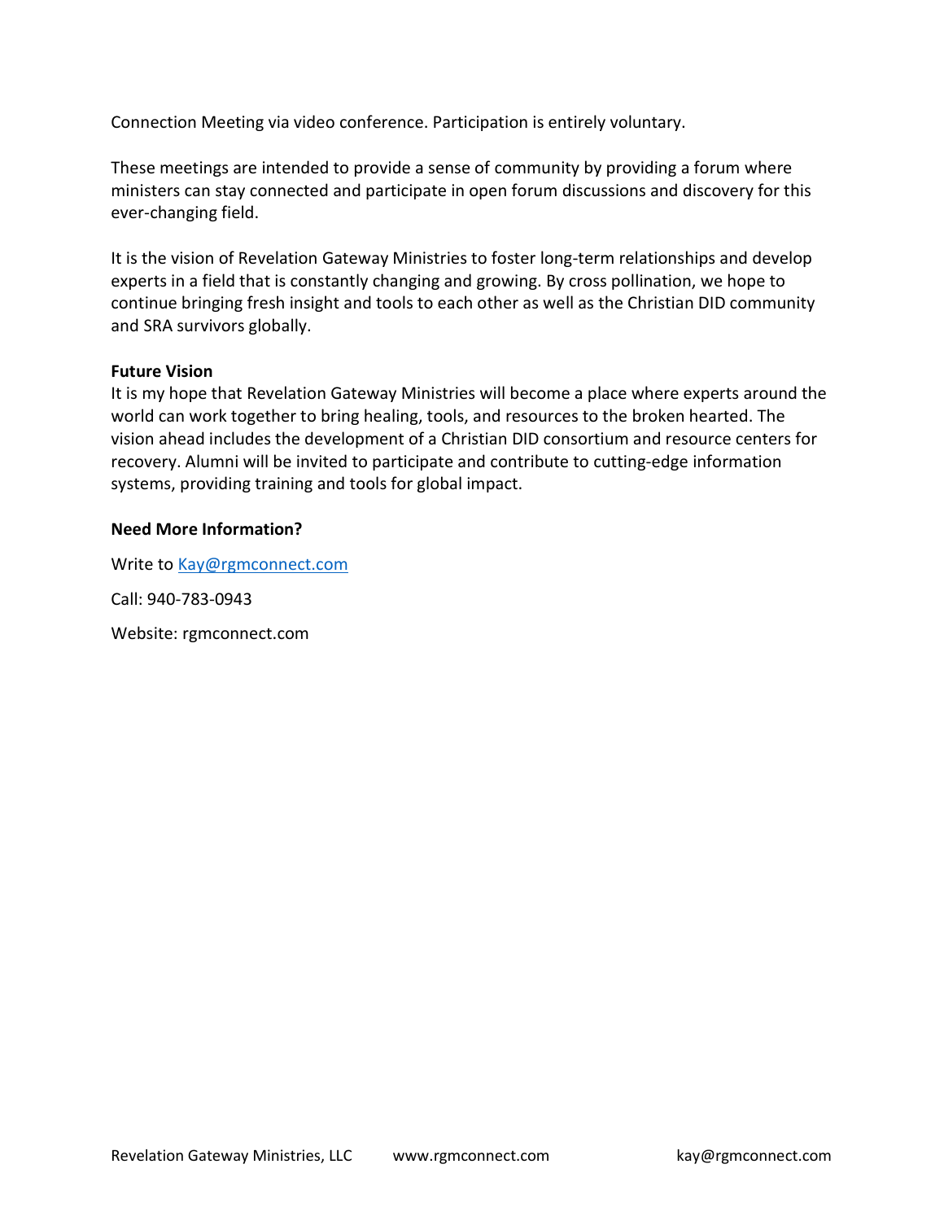Connection Meeting via video conference. Participation is entirely voluntary.

These meetings are intended to provide a sense of community by providing a forum where ministers can stay connected and participate in open forum discussions and discovery for this ever-changing field.

It is the vision of Revelation Gateway Ministries to foster long-term relationships and develop experts in a field that is constantly changing and growing. By cross pollination, we hope to continue bringing fresh insight and tools to each other as well as the Christian DID community and SRA survivors globally.

**Future Vision**

It is my hope that Revelation Gateway Ministries will become a place where experts around the world can work together to bring healing, tools, and resources to the broken hearted. The vision ahead includes the development of a Christian DID consortium and resource centers for recovery. Alumni will be invited to participate and contribute to cutting-edge information systems, providing training and tools for global impact.

**Need More Information?**

Write to [Kay@rgmconnect.com](mailto:Kay@rgmconnect.com)

Call: 940-783-0943

Website: rgmconnect.com